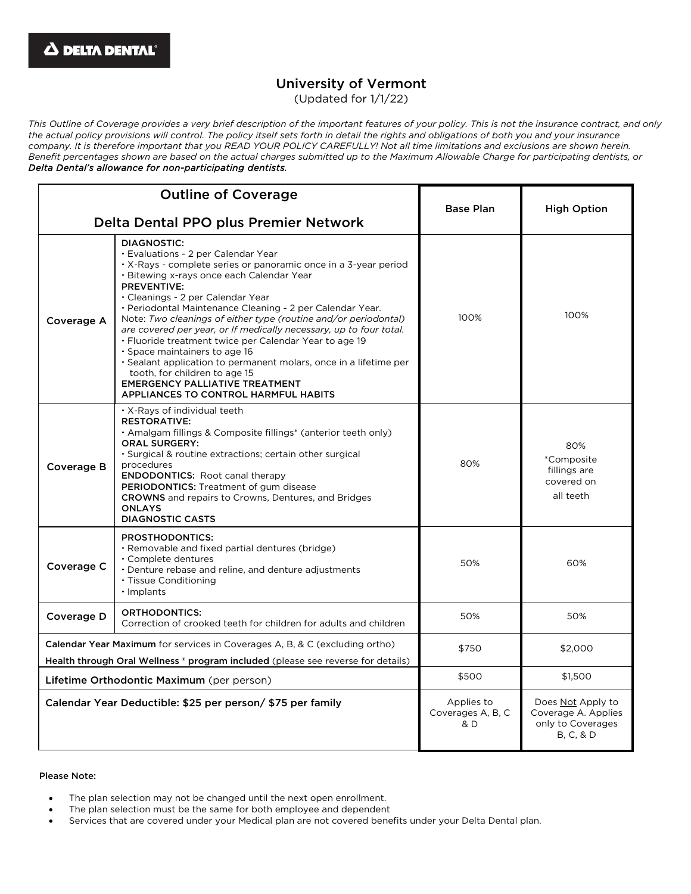DELTA DENTAL

# University of Vermont

(Updated for 1/1/22)

*This Outline of Coverage provides a very brief description of the important features of your policy. This is not the insurance contract, and only the actual policy provisions will control. The policy itself sets forth in detail the rights and obligations of both you and your insurance company. It is therefore important that you READ YOUR POLICY CAREFULLY! Not all time limitations and exclusions are shown herein. Benefit percentages shown are based on the actual charges submitted up to the Maximum Allowable Charge for participating dentists, or **Delta Dental's allowance for non-participating dentists.***

| Outline of Coverage<br>Delta Dental PPO plus Premier Network | | Base Plan | High Option |
|---|---|---|---|
| Coverage A | **DIAGNOSTIC:**<br>• Evaluations - 2 per Calendar Year<br>• X-Rays - complete series or panoramic once in a 3-year period<br>• Bitewing x-rays once each Calendar Year<br>**PREVENTIVE:**<br>• Cleanings - 2 per Calendar Year<br>• Periodontal Maintenance Cleaning - 2 per Calendar Year. Note: *Two cleanings of either type (routine and/or periodontal) are covered per year, or If medically necessary, up to four total.*<br>• Fluoride treatment twice per Calendar Year to age 19<br>• Space maintainers to age 16<br>• Sealant application to permanent molars, once in a lifetime per tooth, for children to age 15<br>**EMERGENCY PALLIATIVE TREATMENT**<br>**APPLIANCES TO CONTROL HARMFUL HABITS** | 100% | 100% |
| Coverage B | • X-Rays of individual teeth<br>**RESTORATIVE:**<br>• Amalgam fillings & Composite fillings* (anterior teeth only)<br>**ORAL SURGERY:**<br>• Surgical & routine extractions; certain other surgical procedures<br>**ENDODONTICS:** Root canal therapy<br>**PERIODONTICS:** Treatment of gum disease<br>**CROWNS** and repairs to Crowns, Dentures, and Bridges<br>**ONLAYS**<br>**DIAGNOSTIC CASTS** | 80% | 80%<br>*Composite fillings are covered on all teeth |
| Coverage C | **PROSTHODONTICS:**<br>• Removable and fixed partial dentures (bridge)<br>• Complete dentures<br>• Denture rebase and reline, and denture adjustments<br>• Tissue Conditioning<br>• Implants | 50% | 60% |
| Coverage D | **ORTHODONTICS:**<br>Correction of crooked teeth for children for adults and children | 50% | 50% |
| **Calendar Year Maximum** for services in Coverages A, B, & C (excluding ortho)<br>**Health through Oral Wellness ® program included** (please see reverse for details) | | $750 | $2,000 |
| **Lifetime Orthodontic Maximum** (per person) | | $500 | $1,500 |
| **Calendar Year Deductible: $25 per person/ $75 per family** | | Applies to Coverages A, B, C & D | Does Not Apply to Coverage A. Applies only to Coverages B, C, & D |

**Please Note:**

- The plan selection may not be changed until the next open enrollment.
- The plan selection must be the same for both employee and dependent
- Services that are covered under your Medical plan are not covered benefits under your Delta Dental plan.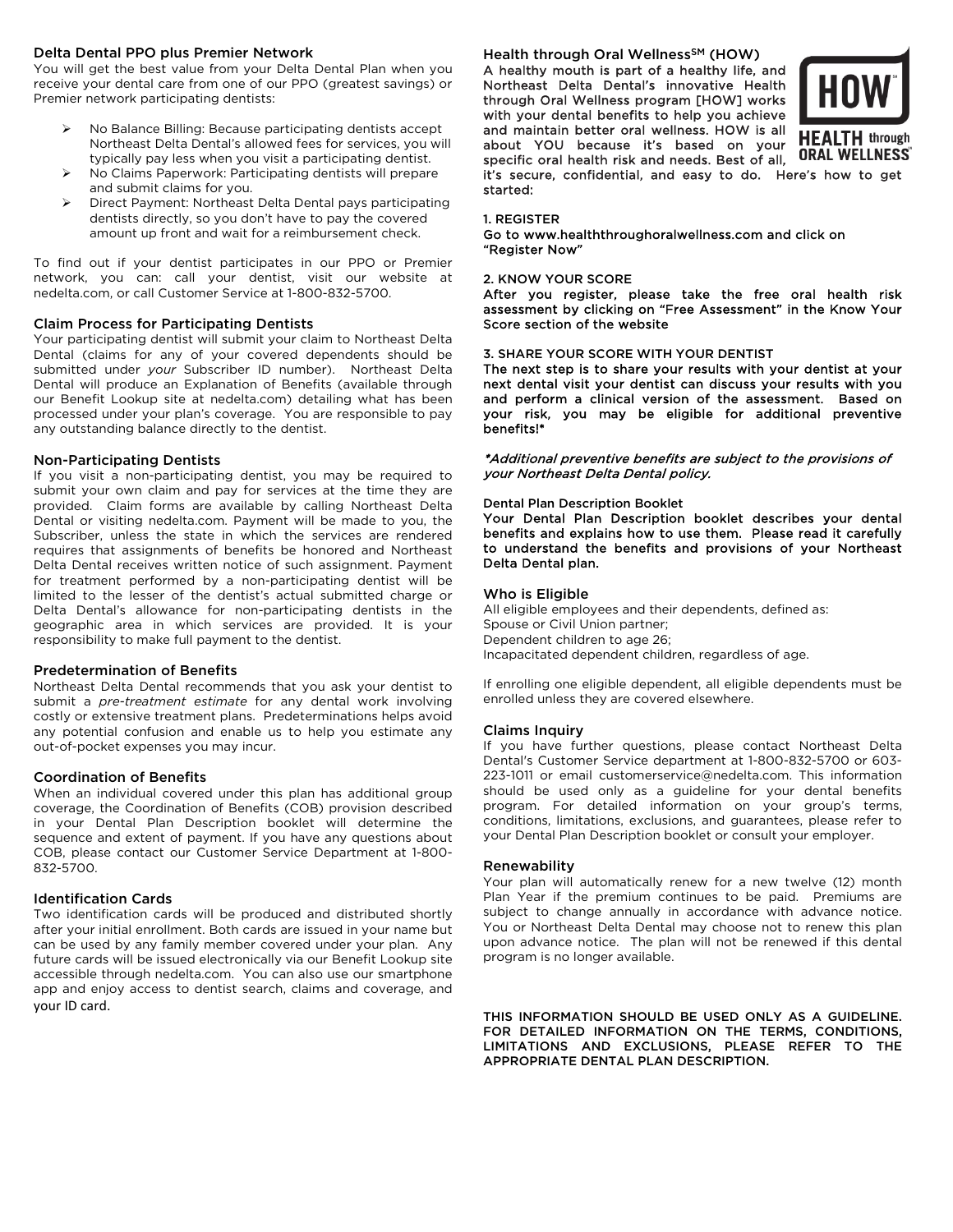## Delta Dental PPO plus Premier Network

You will get the best value from your Delta Dental Plan when you receive your dental care from one of our PPO (greatest savings) or Premier network participating dentists:

- No Balance Billing: Because participating dentists accept Northeast Delta Dental's allowed fees for services, you will typically pay less when you visit a participating dentist.
- No Claims Paperwork: Participating dentists will prepare and submit claims for you.
- Direct Payment: Northeast Delta Dental pays participating dentists directly, so you don't have to pay the covered amount up front and wait for a reimbursement check.

To find out if your dentist participates in our PPO or Premier network, you can: call your dentist, visit our website at nedelta.com, or call Customer Service at 1-800-832-5700.

## Claim Process for Participating Dentists

Your participating dentist will submit your claim to Northeast Delta Dental (claims for any of your covered dependents should be submitted under *your* Subscriber ID number). Northeast Delta Dental will produce an Explanation of Benefits (available through our Benefit Lookup site at nedelta.com) detailing what has been processed under your plan's coverage. You are responsible to pay any outstanding balance directly to the dentist.

## Non-Participating Dentists

If you visit a non-participating dentist, you may be required to submit your own claim and pay for services at the time they are provided. Claim forms are available by calling Northeast Delta Dental or visiting nedelta.com. Payment will be made to you, the Subscriber, unless the state in which the services are rendered requires that assignments of benefits be honored and Northeast Delta Dental receives written notice of such assignment. Payment for treatment performed by a non-participating dentist will be limited to the lesser of the dentist's actual submitted charge or Delta Dental's allowance for non-participating dentists in the geographic area in which services are provided. It is your responsibility to make full payment to the dentist.

## Predetermination of Benefits

Northeast Delta Dental recommends that you ask your dentist to submit a *pre-treatment estimate* for any dental work involving costly or extensive treatment plans. Predeterminations helps avoid any potential confusion and enable us to help you estimate any out-of-pocket expenses you may incur.

## Coordination of Benefits

When an individual covered under this plan has additional group coverage, the Coordination of Benefits (COB) provision described in your Dental Plan Description booklet will determine the sequence and extent of payment. If you have any questions about COB, please contact our Customer Service Department at 1-800-832-5700.

## Identification Cards

Two identification cards will be produced and distributed shortly after your initial enrollment. Both cards are issued in your name but can be used by any family member covered under your plan. Any future cards will be issued electronically via our Benefit Lookup site accessible through nedelta.com. You can also use our smartphone app and enjoy access to dentist search, claims and coverage, and your ID card.

## Health through Oral Wellness℠ (HOW)

A healthy mouth is part of a healthy life, and Northeast Delta Dental's innovative Health through Oral Wellness program [HOW] works with your dental benefits to help you achieve and maintain better oral wellness. HOW is all about YOU because it's based on your specific oral health risk and needs. Best of all, it's secure, confidential, and easy to do. Here's how to get started:

1. REGISTER
Go to www.healththroughoralwellness.com and click on "Register Now"

2. KNOW YOUR SCORE
After you register, please take the free oral health risk assessment by clicking on "Free Assessment" in the Know Your Score section of the website

3. SHARE YOUR SCORE WITH YOUR DENTIST
The next step is to share your results with your dentist at your next dental visit your dentist can discuss your results with you and perform a clinical version of the assessment. Based on your risk, you may be eligible for additional preventive benefits!*

**Additional preventive benefits are subject to the provisions of your Northeast Delta Dental policy.*

### Dental Plan Description Booklet

Your Dental Plan Description booklet describes your dental benefits and explains how to use them. Please read it carefully to understand the benefits and provisions of your Northeast Delta Dental plan.

## Who is Eligible

All eligible employees and their dependents, defined as:
Spouse or Civil Union partner;
Dependent children to age 26;
Incapacitated dependent children, regardless of age.

If enrolling one eligible dependent, all eligible dependents must be enrolled unless they are covered elsewhere.

## Claims Inquiry

If you have further questions, please contact Northeast Delta Dental's Customer Service department at 1-800-832-5700 or 603-223-1011 or email customerservice@nedelta.com. This information should be used only as a guideline for your dental benefits program. For detailed information on your group's terms, conditions, limitations, exclusions, and guarantees, please refer to your Dental Plan Description booklet or consult your employer.

## Renewability

Your plan will automatically renew for a new twelve (12) month Plan Year if the premium continues to be paid. Premiums are subject to change annually in accordance with advance notice. You or Northeast Delta Dental may choose not to renew this plan upon advance notice. The plan will not be renewed if this dental program is no longer available.

THIS INFORMATION SHOULD BE USED ONLY AS A GUIDELINE. FOR DETAILED INFORMATION ON THE TERMS, CONDITIONS, LIMITATIONS AND EXCLUSIONS, PLEASE REFER TO THE APPROPRIATE DENTAL PLAN DESCRIPTION.